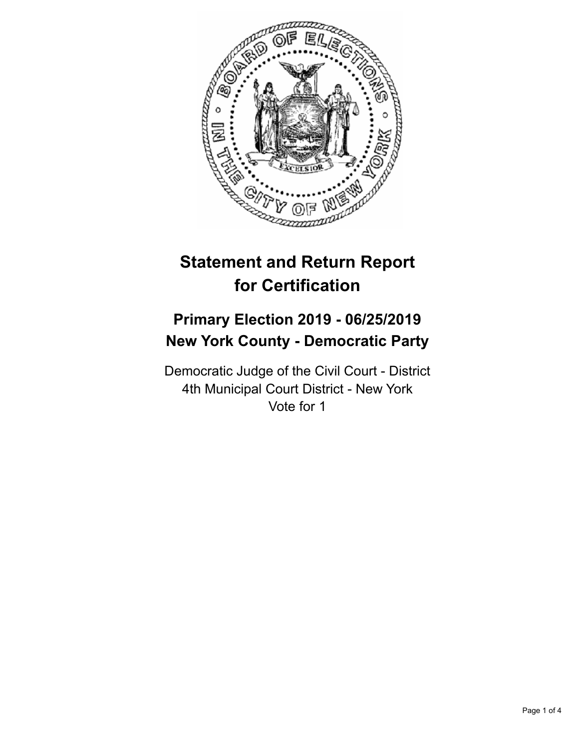# Statement and Return Report for Certification

## Primary Election 2019 - 06/25/2019
## New York County - Democratic Party

Democratic Judge of the Civil Court - District
4th Municipal Court District - New York
Vote for 1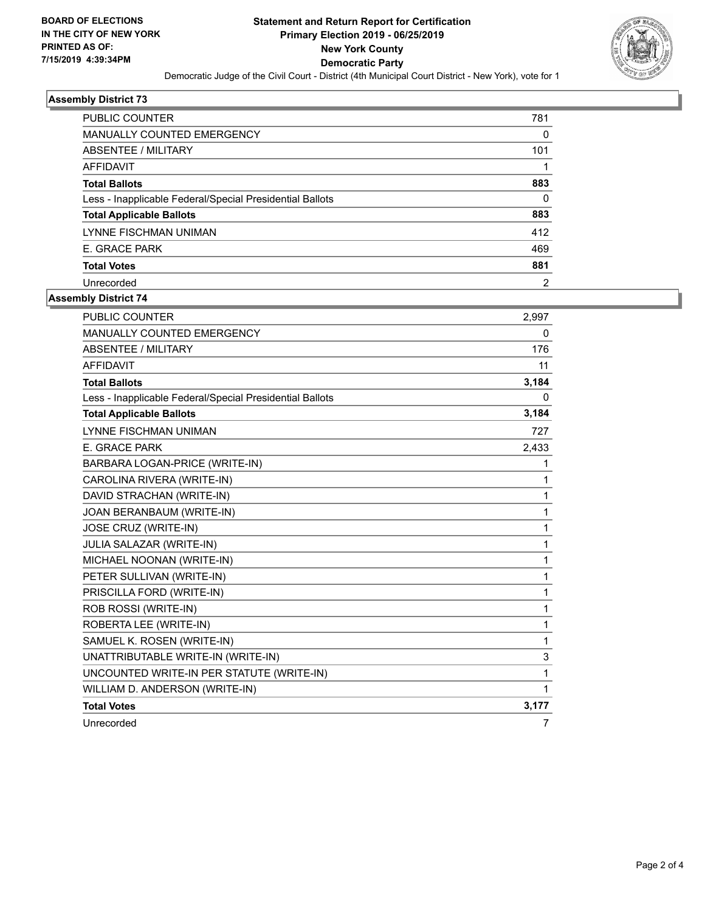**BOARD OF ELECTIONS IN THE CITY OF NEW YORK PRINTED AS OF: 7/15/2019 4:39:34PM**

# Statement and Return Report for Certification
## Primary Election 2019 - 06/25/2019
## New York County
## Democratic Party

Democratic Judge of the Civil Court - District (4th Municipal Court District - New York), vote for 1

### Assembly District 73

| | |
|---|---|
| PUBLIC COUNTER | 781 |
| MANUALLY COUNTED EMERGENCY | 0 |
| ABSENTEE / MILITARY | 101 |
| AFFIDAVIT | 1 |
| **Total Ballots** | **883** |
| Less - Inapplicable Federal/Special Presidential Ballots | 0 |
| **Total Applicable Ballots** | **883** |
| LYNNE FISCHMAN UNIMAN | 412 |
| E. GRACE PARK | 469 |
| **Total Votes** | **881** |
| Unrecorded | 2 |

### Assembly District 74

| | |
|---|---|
| PUBLIC COUNTER | 2,997 |
| MANUALLY COUNTED EMERGENCY | 0 |
| ABSENTEE / MILITARY | 176 |
| AFFIDAVIT | 11 |
| **Total Ballots** | **3,184** |
| Less - Inapplicable Federal/Special Presidential Ballots | 0 |
| **Total Applicable Ballots** | **3,184** |
| LYNNE FISCHMAN UNIMAN | 727 |
| E. GRACE PARK | 2,433 |
| BARBARA LOGAN-PRICE (WRITE-IN) | 1 |
| CAROLINA RIVERA (WRITE-IN) | 1 |
| DAVID STRACHAN (WRITE-IN) | 1 |
| JOAN BERANBAUM (WRITE-IN) | 1 |
| JOSE CRUZ (WRITE-IN) | 1 |
| JULIA SALAZAR (WRITE-IN) | 1 |
| MICHAEL NOONAN (WRITE-IN) | 1 |
| PETER SULLIVAN (WRITE-IN) | 1 |
| PRISCILLA FORD (WRITE-IN) | 1 |
| ROB ROSSI (WRITE-IN) | 1 |
| ROBERTA LEE (WRITE-IN) | 1 |
| SAMUEL K. ROSEN (WRITE-IN) | 1 |
| UNATTRIBUTABLE WRITE-IN (WRITE-IN) | 3 |
| UNCOUNTED WRITE-IN PER STATUTE (WRITE-IN) | 1 |
| WILLIAM D. ANDERSON (WRITE-IN) | 1 |
| **Total Votes** | **3,177** |
| Unrecorded | 7 |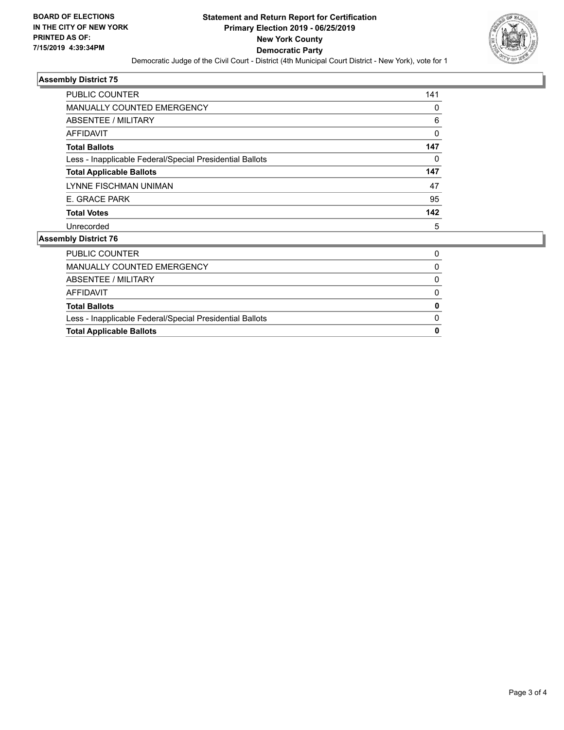## Assembly District 75

| | |
|---|---|
| PUBLIC COUNTER | 141 |
| MANUALLY COUNTED EMERGENCY | 0 |
| ABSENTEE / MILITARY | 6 |
| AFFIDAVIT | 0 |
| **Total Ballots** | **147** |
| Less - Inapplicable Federal/Special Presidential Ballots | 0 |
| **Total Applicable Ballots** | **147** |
| LYNNE FISCHMAN UNIMAN | 47 |
| E. GRACE PARK | 95 |
| **Total Votes** | **142** |
| Unrecorded | 5 |

## Assembly District 76

| | |
|---|---|
| PUBLIC COUNTER | 0 |
| MANUALLY COUNTED EMERGENCY | 0 |
| ABSENTEE / MILITARY | 0 |
| AFFIDAVIT | 0 |
| **Total Ballots** | **0** |
| Less - Inapplicable Federal/Special Presidential Ballots | 0 |
| **Total Applicable Ballots** | **0** |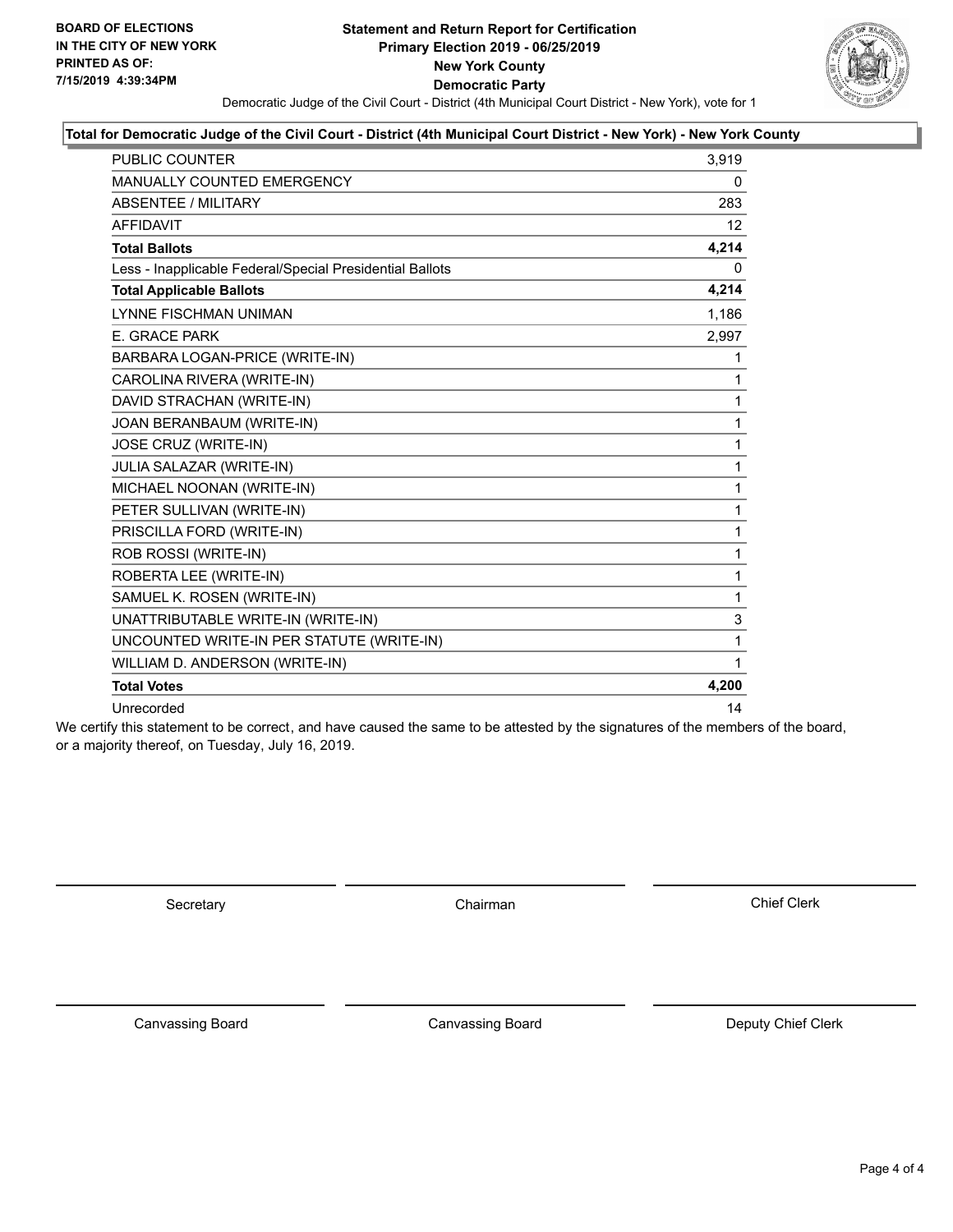**BOARD OF ELECTIONS IN THE CITY OF NEW YORK PRINTED AS OF: 7/15/2019 4:39:34PM**

# Statement and Return Report for Certification
## Primary Election 2019 - 06/25/2019
## New York County
## Democratic Party

Democratic Judge of the Civil Court - District (4th Municipal Court District - New York), vote for 1

### Total for Democratic Judge of the Civil Court - District (4th Municipal Court District - New York) - New York County

| | |
|---|---|
| PUBLIC COUNTER | 3,919 |
| MANUALLY COUNTED EMERGENCY | 0 |
| ABSENTEE / MILITARY | 283 |
| AFFIDAVIT | 12 |
| **Total Ballots** | **4,214** |
| Less - Inapplicable Federal/Special Presidential Ballots | 0 |
| **Total Applicable Ballots** | **4,214** |
| LYNNE FISCHMAN UNIMAN | 1,186 |
| E. GRACE PARK | 2,997 |
| BARBARA LOGAN-PRICE (WRITE-IN) | 1 |
| CAROLINA RIVERA (WRITE-IN) | 1 |
| DAVID STRACHAN (WRITE-IN) | 1 |
| JOAN BERANBAUM (WRITE-IN) | 1 |
| JOSE CRUZ (WRITE-IN) | 1 |
| JULIA SALAZAR (WRITE-IN) | 1 |
| MICHAEL NOONAN (WRITE-IN) | 1 |
| PETER SULLIVAN (WRITE-IN) | 1 |
| PRISCILLA FORD (WRITE-IN) | 1 |
| ROB ROSSI (WRITE-IN) | 1 |
| ROBERTA LEE (WRITE-IN) | 1 |
| SAMUEL K. ROSEN (WRITE-IN) | 1 |
| UNATTRIBUTABLE WRITE-IN (WRITE-IN) | 3 |
| UNCOUNTED WRITE-IN PER STATUTE (WRITE-IN) | 1 |
| WILLIAM D. ANDERSON (WRITE-IN) | 1 |
| **Total Votes** | **4,200** |
| Unrecorded | 14 |

We certify this statement to be correct, and have caused the same to be attested by the signatures of the members of the board, or a majority thereof, on Tuesday, July 16, 2019.

Secretary

Chairman

Chief Clerk

Canvassing Board

Canvassing Board

Deputy Chief Clerk